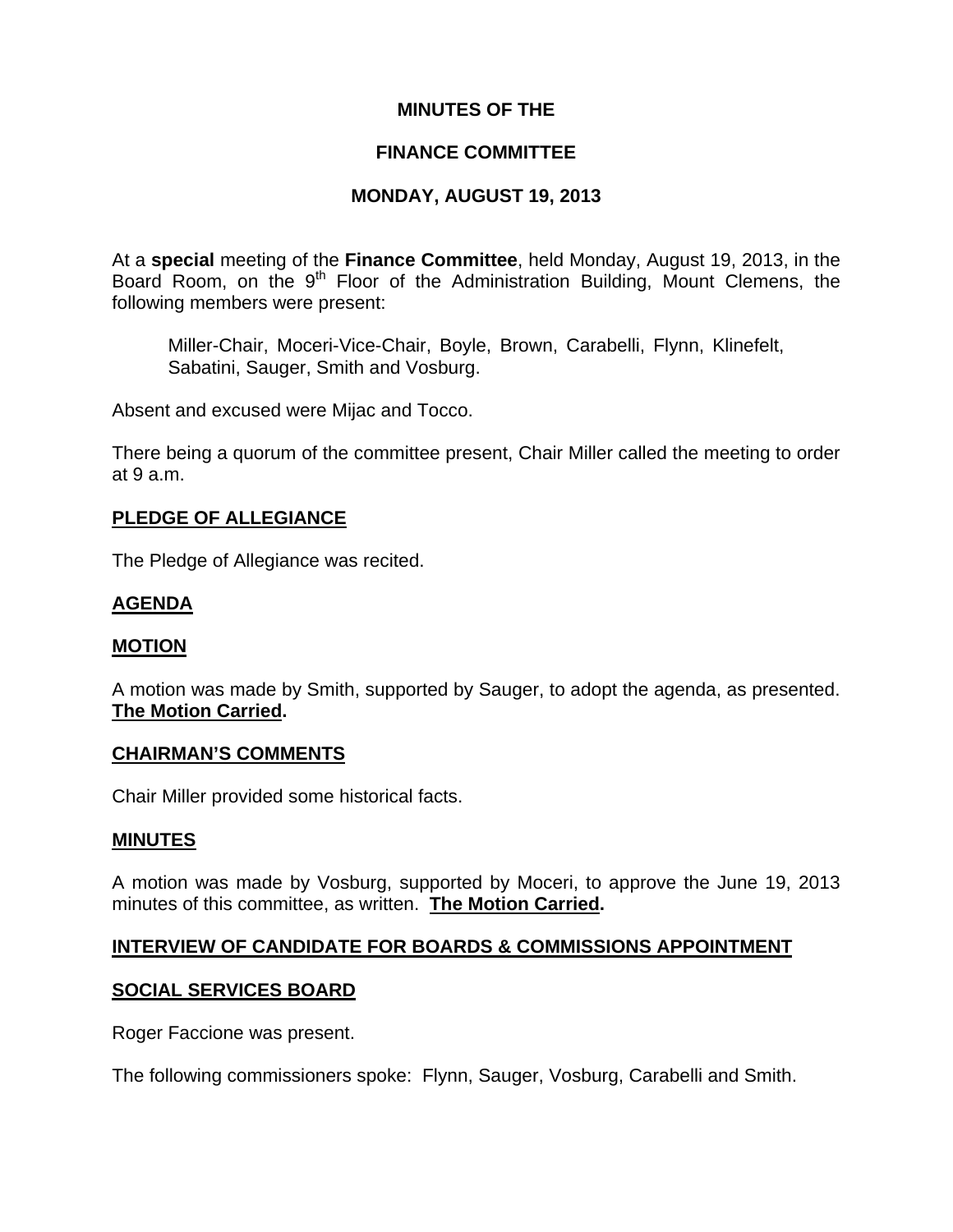# MINUTES OF THE

# FINANCE COMMITTEE

## MONDAY, AUGUST 19, 2013

At a **special** meeting of the **Finance Committee**, held Monday, August 19, 2013, in the Board Room, on the 9th Floor of the Administration Building, Mount Clemens, the following members were present:

> Miller-Chair, Moceri-Vice-Chair, Boyle, Brown, Carabelli, Flynn, Klinefelt, Sabatini, Sauger, Smith and Vosburg.

Absent and excused were Mijac and Tocco.

There being a quorum of the committee present, Chair Miller called the meeting to order at 9 a.m.

### PLEDGE OF ALLEGIANCE

The Pledge of Allegiance was recited.

### AGENDA

### MOTION

A motion was made by Smith, supported by Sauger, to adopt the agenda, as presented. **The Motion Carried.**

### CHAIRMAN'S COMMENTS

Chair Miller provided some historical facts.

### MINUTES

A motion was made by Vosburg, supported by Moceri, to approve the June 19, 2013 minutes of this committee, as written. **The Motion Carried.**

### INTERVIEW OF CANDIDATE FOR BOARDS & COMMISSIONS APPOINTMENT

### SOCIAL SERVICES BOARD

Roger Faccione was present.

The following commissioners spoke: Flynn, Sauger, Vosburg, Carabelli and Smith.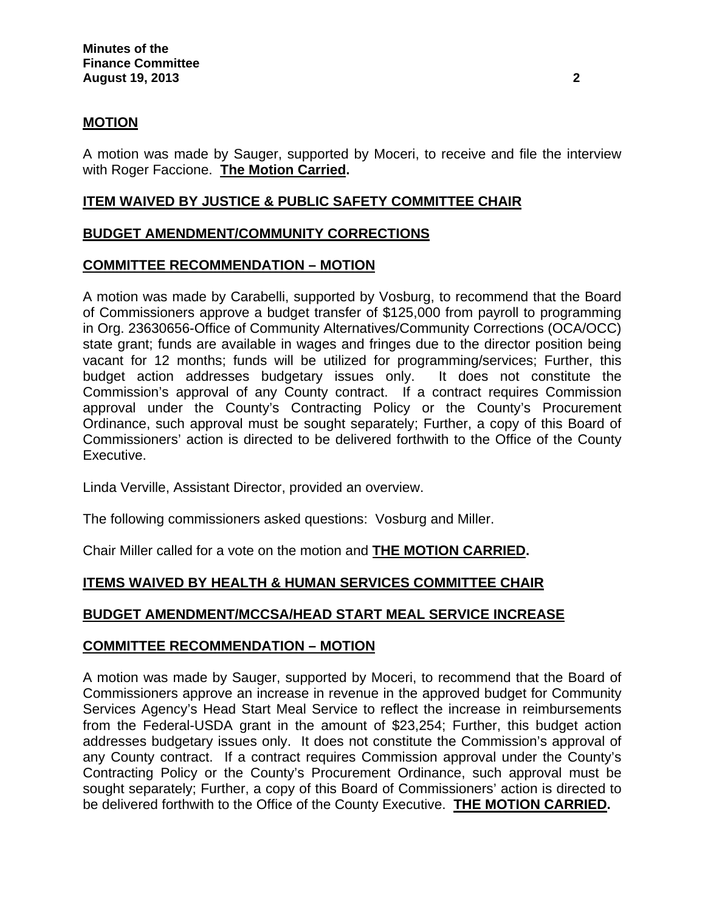**MOTION**

A motion was made by Sauger, supported by Moceri, to receive and file the interview with Roger Faccione. **The Motion Carried.**

**ITEM WAIVED BY JUSTICE & PUBLIC SAFETY COMMITTEE CHAIR**

**BUDGET AMENDMENT/COMMUNITY CORRECTIONS**

**COMMITTEE RECOMMENDATION – MOTION**

A motion was made by Carabelli, supported by Vosburg, to recommend that the Board of Commissioners approve a budget transfer of $125,000 from payroll to programming in Org. 23630656-Office of Community Alternatives/Community Corrections (OCA/OCC) state grant; funds are available in wages and fringes due to the director position being vacant for 12 months; funds will be utilized for programming/services; Further, this budget action addresses budgetary issues only. It does not constitute the Commission's approval of any County contract. If a contract requires Commission approval under the County's Contracting Policy or the County's Procurement Ordinance, such approval must be sought separately; Further, a copy of this Board of Commissioners' action is directed to be delivered forthwith to the Office of the County Executive.

Linda Verville, Assistant Director, provided an overview.

The following commissioners asked questions: Vosburg and Miller.

Chair Miller called for a vote on the motion and **THE MOTION CARRIED.**

**ITEMS WAIVED BY HEALTH & HUMAN SERVICES COMMITTEE CHAIR**

**BUDGET AMENDMENT/MCCSA/HEAD START MEAL SERVICE INCREASE**

**COMMITTEE RECOMMENDATION – MOTION**

A motion was made by Sauger, supported by Moceri, to recommend that the Board of Commissioners approve an increase in revenue in the approved budget for Community Services Agency's Head Start Meal Service to reflect the increase in reimbursements from the Federal-USDA grant in the amount of $23,254; Further, this budget action addresses budgetary issues only. It does not constitute the Commission's approval of any County contract. If a contract requires Commission approval under the County's Contracting Policy or the County's Procurement Ordinance, such approval must be sought separately; Further, a copy of this Board of Commissioners' action is directed to be delivered forthwith to the Office of the County Executive. **THE MOTION CARRIED.**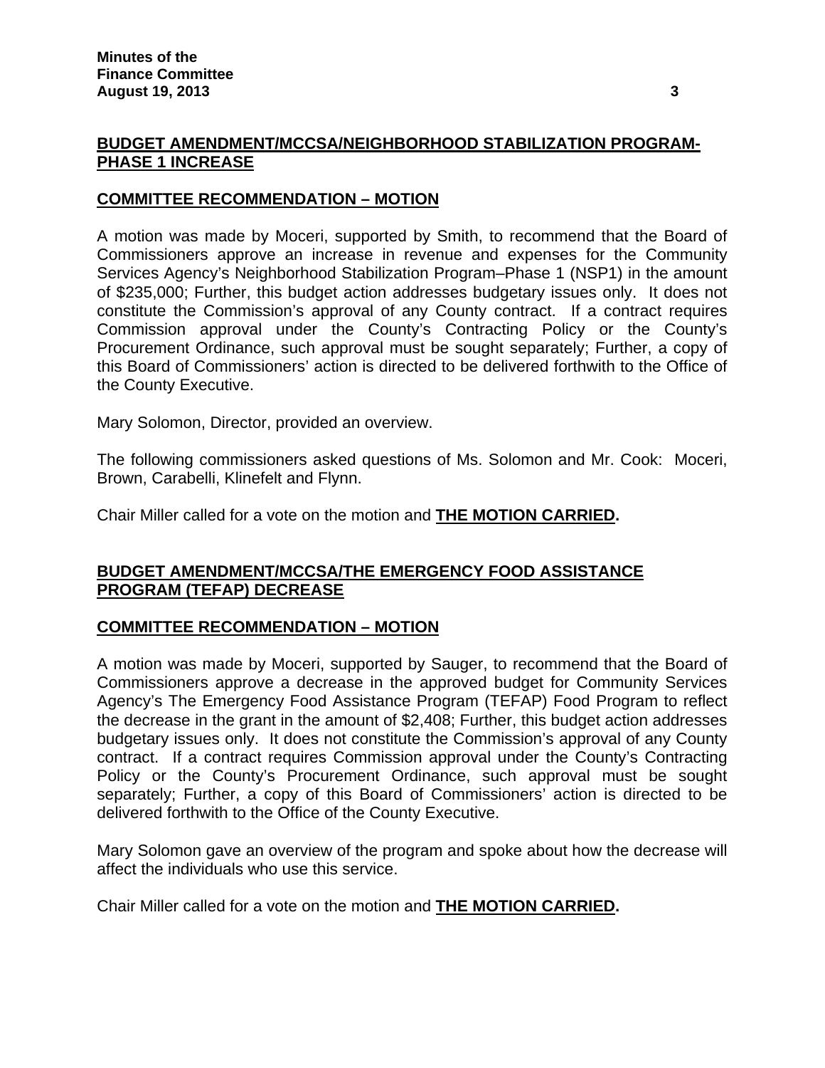## BUDGET AMENDMENT/MCCSA/NEIGHBORHOOD STABILIZATION PROGRAM-PHASE 1 INCREASE

### COMMITTEE RECOMMENDATION – MOTION

A motion was made by Moceri, supported by Smith, to recommend that the Board of Commissioners approve an increase in revenue and expenses for the Community Services Agency's Neighborhood Stabilization Program–Phase 1 (NSP1) in the amount of $235,000; Further, this budget action addresses budgetary issues only. It does not constitute the Commission's approval of any County contract. If a contract requires Commission approval under the County's Contracting Policy or the County's Procurement Ordinance, such approval must be sought separately; Further, a copy of this Board of Commissioners' action is directed to be delivered forthwith to the Office of the County Executive.

Mary Solomon, Director, provided an overview.

The following commissioners asked questions of Ms. Solomon and Mr. Cook: Moceri, Brown, Carabelli, Klinefelt and Flynn.

Chair Miller called for a vote on the motion and **THE MOTION CARRIED.**

## BUDGET AMENDMENT/MCCSA/THE EMERGENCY FOOD ASSISTANCE PROGRAM (TEFAP) DECREASE

### COMMITTEE RECOMMENDATION – MOTION

A motion was made by Moceri, supported by Sauger, to recommend that the Board of Commissioners approve a decrease in the approved budget for Community Services Agency's The Emergency Food Assistance Program (TEFAP) Food Program to reflect the decrease in the grant in the amount of $2,408; Further, this budget action addresses budgetary issues only. It does not constitute the Commission's approval of any County contract. If a contract requires Commission approval under the County's Contracting Policy or the County's Procurement Ordinance, such approval must be sought separately; Further, a copy of this Board of Commissioners' action is directed to be delivered forthwith to the Office of the County Executive.

Mary Solomon gave an overview of the program and spoke about how the decrease will affect the individuals who use this service.

Chair Miller called for a vote on the motion and **THE MOTION CARRIED.**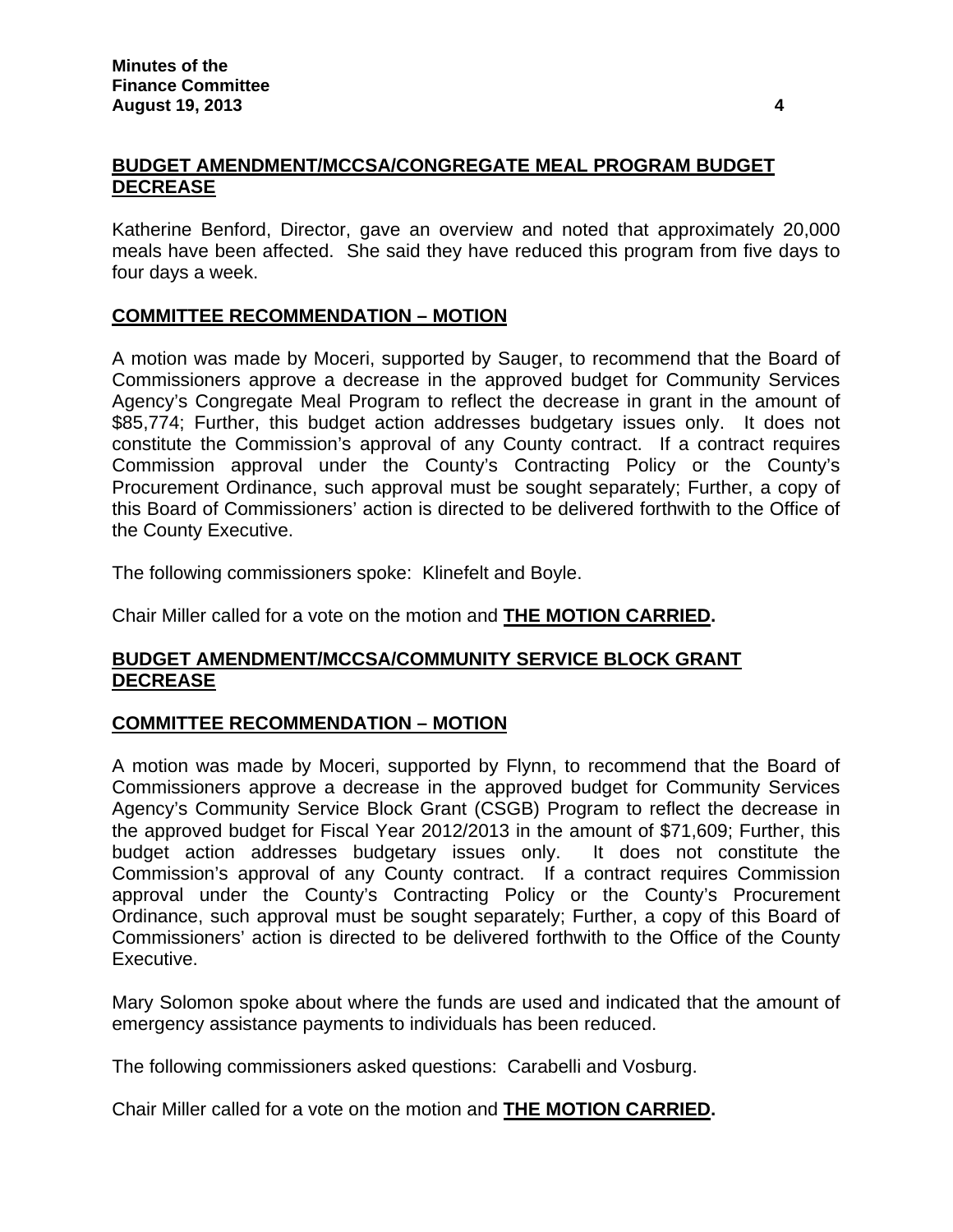**BUDGET AMENDMENT/MCCSA/CONGREGATE MEAL PROGRAM BUDGET DECREASE**

Katherine Benford, Director, gave an overview and noted that approximately 20,000 meals have been affected. She said they have reduced this program from five days to four days a week.

**COMMITTEE RECOMMENDATION – MOTION**

A motion was made by Moceri, supported by Sauger, to recommend that the Board of Commissioners approve a decrease in the approved budget for Community Services Agency's Congregate Meal Program to reflect the decrease in grant in the amount of $85,774; Further, this budget action addresses budgetary issues only. It does not constitute the Commission's approval of any County contract. If a contract requires Commission approval under the County's Contracting Policy or the County's Procurement Ordinance, such approval must be sought separately; Further, a copy of this Board of Commissioners' action is directed to be delivered forthwith to the Office of the County Executive.

The following commissioners spoke: Klinefelt and Boyle.

Chair Miller called for a vote on the motion and **THE MOTION CARRIED.**

**BUDGET AMENDMENT/MCCSA/COMMUNITY SERVICE BLOCK GRANT DECREASE**

**COMMITTEE RECOMMENDATION – MOTION**

A motion was made by Moceri, supported by Flynn, to recommend that the Board of Commissioners approve a decrease in the approved budget for Community Services Agency's Community Service Block Grant (CSGB) Program to reflect the decrease in the approved budget for Fiscal Year 2012/2013 in the amount of $71,609; Further, this budget action addresses budgetary issues only. It does not constitute the Commission's approval of any County contract. If a contract requires Commission approval under the County's Contracting Policy or the County's Procurement Ordinance, such approval must be sought separately; Further, a copy of this Board of Commissioners' action is directed to be delivered forthwith to the Office of the County Executive.

Mary Solomon spoke about where the funds are used and indicated that the amount of emergency assistance payments to individuals has been reduced.

The following commissioners asked questions: Carabelli and Vosburg.

Chair Miller called for a vote on the motion and **THE MOTION CARRIED.**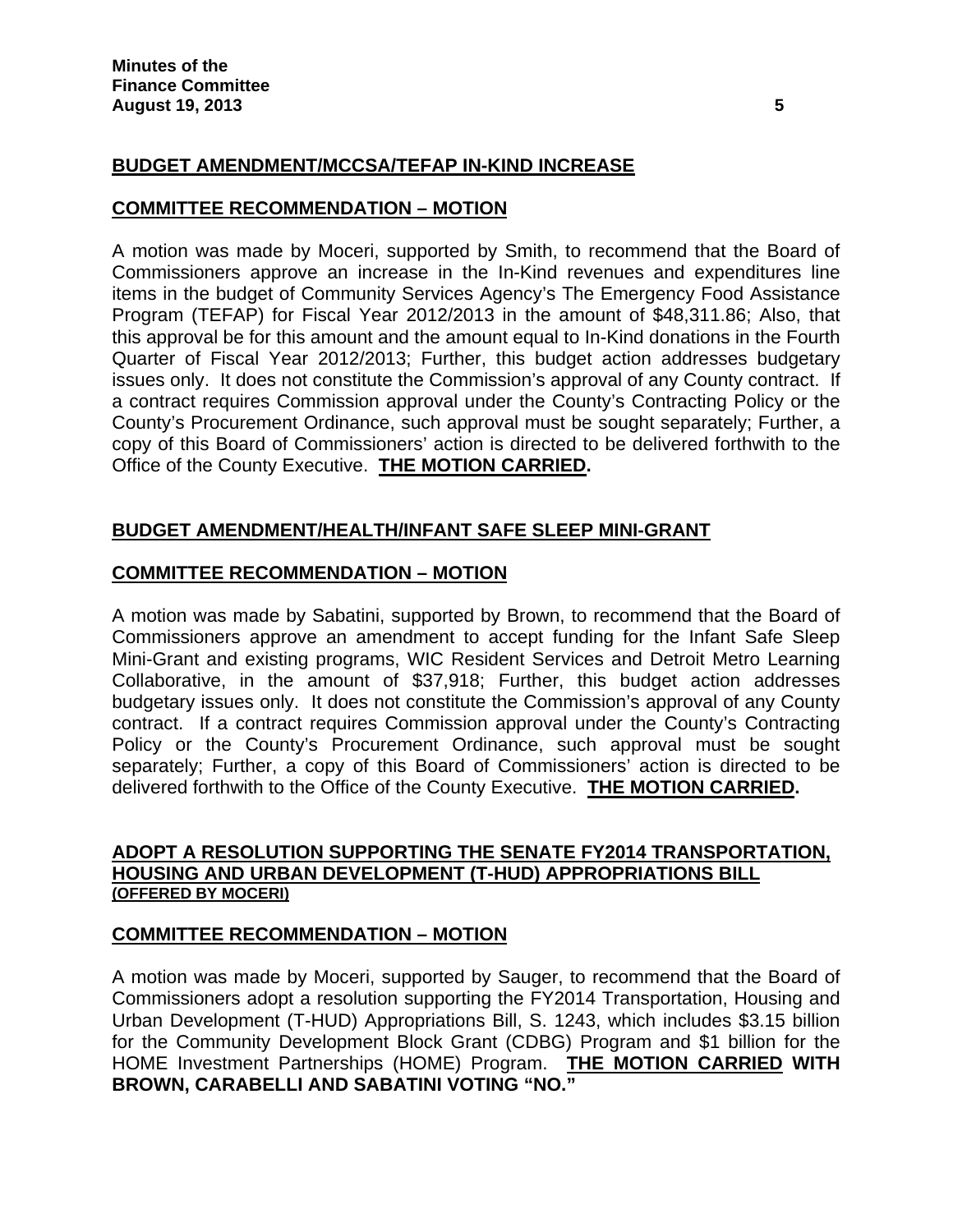## BUDGET AMENDMENT/MCCSA/TEFAP IN-KIND INCREASE

### COMMITTEE RECOMMENDATION – MOTION

A motion was made by Moceri, supported by Smith, to recommend that the Board of Commissioners approve an increase in the In-Kind revenues and expenditures line items in the budget of Community Services Agency's The Emergency Food Assistance Program (TEFAP) for Fiscal Year 2012/2013 in the amount of $48,311.86; Also, that this approval be for this amount and the amount equal to In-Kind donations in the Fourth Quarter of Fiscal Year 2012/2013; Further, this budget action addresses budgetary issues only. It does not constitute the Commission's approval of any County contract. If a contract requires Commission approval under the County's Contracting Policy or the County's Procurement Ordinance, such approval must be sought separately; Further, a copy of this Board of Commissioners' action is directed to be delivered forthwith to the Office of the County Executive. **THE MOTION CARRIED.**

## BUDGET AMENDMENT/HEALTH/INFANT SAFE SLEEP MINI-GRANT

### COMMITTEE RECOMMENDATION – MOTION

A motion was made by Sabatini, supported by Brown, to recommend that the Board of Commissioners approve an amendment to accept funding for the Infant Safe Sleep Mini-Grant and existing programs, WIC Resident Services and Detroit Metro Learning Collaborative, in the amount of $37,918; Further, this budget action addresses budgetary issues only. It does not constitute the Commission's approval of any County contract. If a contract requires Commission approval under the County's Contracting Policy or the County's Procurement Ordinance, such approval must be sought separately; Further, a copy of this Board of Commissioners' action is directed to be delivered forthwith to the Office of the County Executive. **THE MOTION CARRIED.**

## ADOPT A RESOLUTION SUPPORTING THE SENATE FY2014 TRANSPORTATION, HOUSING AND URBAN DEVELOPMENT (T-HUD) APPROPRIATIONS BILL (OFFERED BY MOCERI)

### COMMITTEE RECOMMENDATION – MOTION

A motion was made by Moceri, supported by Sauger, to recommend that the Board of Commissioners adopt a resolution supporting the FY2014 Transportation, Housing and Urban Development (T-HUD) Appropriations Bill, S. 1243, which includes $3.15 billion for the Community Development Block Grant (CDBG) Program and $1 billion for the HOME Investment Partnerships (HOME) Program. **THE MOTION CARRIED WITH BROWN, CARABELLI AND SABATINI VOTING "NO."**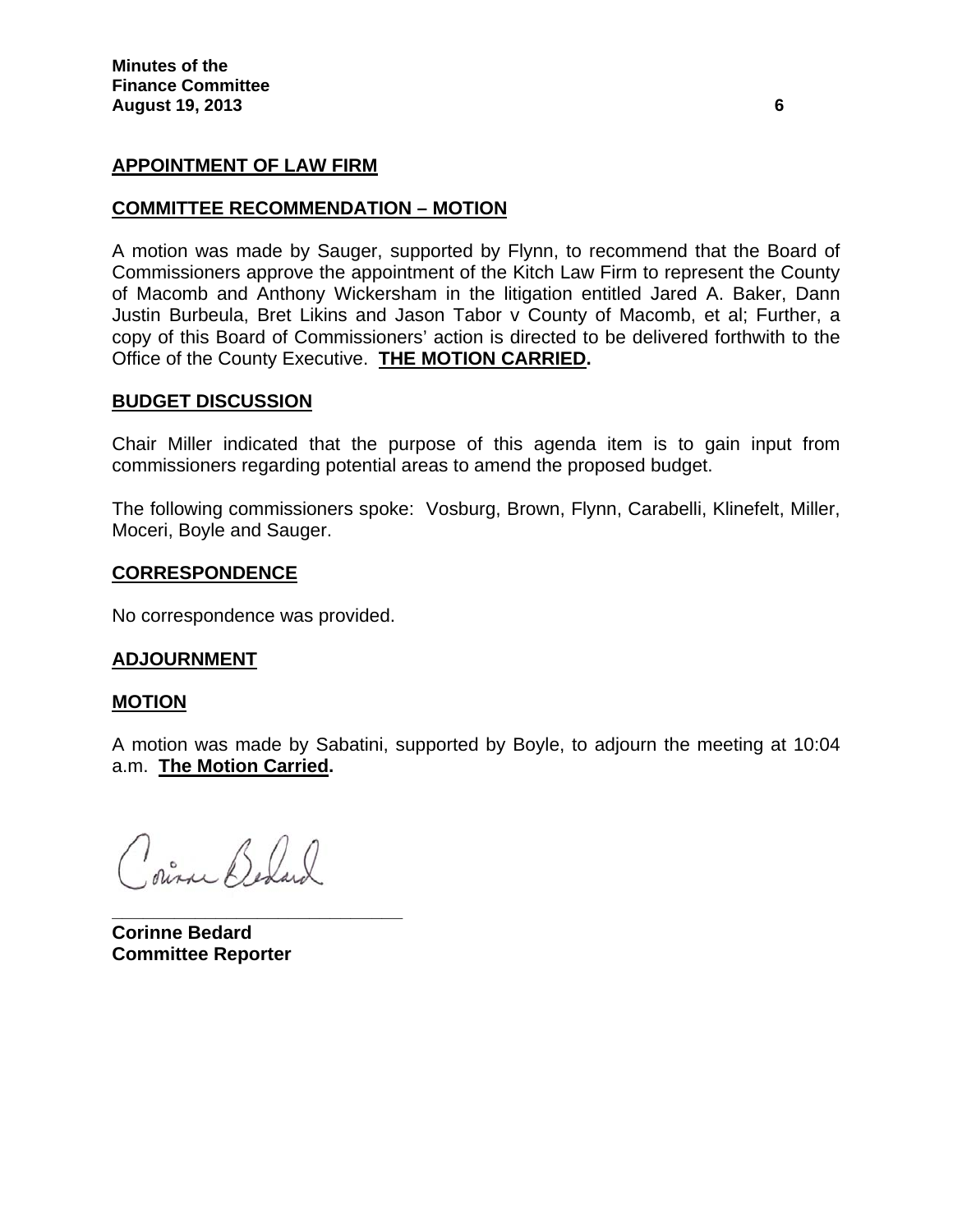**APPOINTMENT OF LAW FIRM**

**COMMITTEE RECOMMENDATION – MOTION**

A motion was made by Sauger, supported by Flynn, to recommend that the Board of Commissioners approve the appointment of the Kitch Law Firm to represent the County of Macomb and Anthony Wickersham in the litigation entitled Jared A. Baker, Dann Justin Burbeula, Bret Likins and Jason Tabor v County of Macomb, et al; Further, a copy of this Board of Commissioners' action is directed to be delivered forthwith to the Office of the County Executive. **THE MOTION CARRIED.**

**BUDGET DISCUSSION**

Chair Miller indicated that the purpose of this agenda item is to gain input from commissioners regarding potential areas to amend the proposed budget.

The following commissioners spoke: Vosburg, Brown, Flynn, Carabelli, Klinefelt, Miller, Moceri, Boyle and Sauger.

**CORRESPONDENCE**

No correspondence was provided.

**ADJOURNMENT**

**MOTION**

A motion was made by Sabatini, supported by Boyle, to adjourn the meeting at 10:04 a.m. **The Motion Carried.**

Corinne Bedard

**Corinne Bedard**
**Committee Reporter**